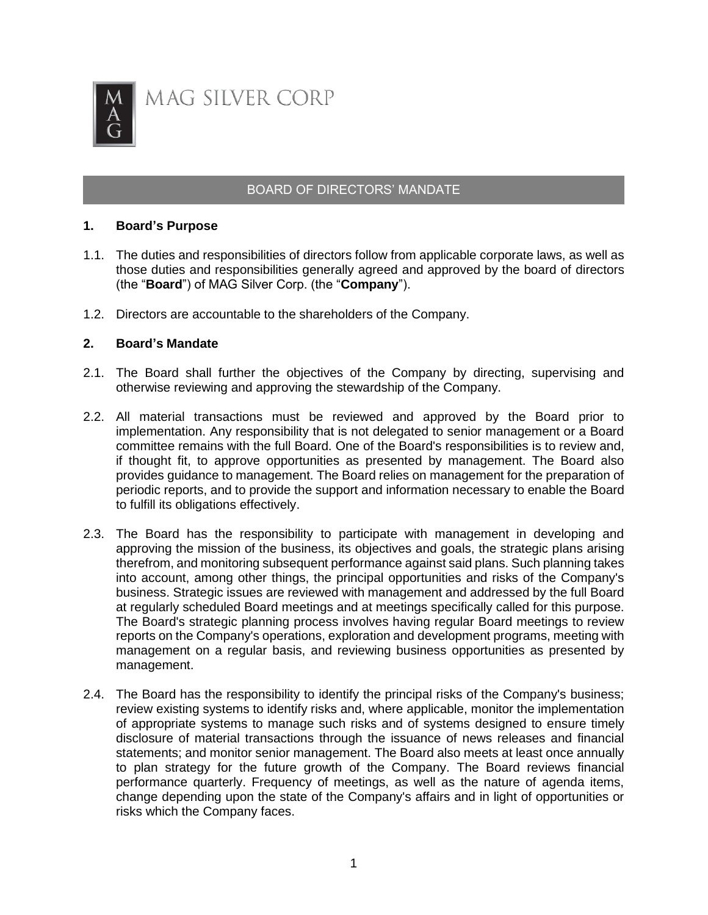MAG SILVER CORP

## BOARD OF DIRECTORS' MANDATE

### 1. Board's Purpose

1.1. The duties and responsibilities of directors follow from applicable corporate laws, as well as those duties and responsibilities generally agreed and approved by the board of directors (the "**Board**") of MAG Silver Corp. (the "**Company**").

1.2. Directors are accountable to the shareholders of the Company.

### 2. Board's Mandate

2.1. The Board shall further the objectives of the Company by directing, supervising and otherwise reviewing and approving the stewardship of the Company.

2.2. All material transactions must be reviewed and approved by the Board prior to implementation. Any responsibility that is not delegated to senior management or a Board committee remains with the full Board. One of the Board's responsibilities is to review and, if thought fit, to approve opportunities as presented by management. The Board also provides guidance to management. The Board relies on management for the preparation of periodic reports, and to provide the support and information necessary to enable the Board to fulfill its obligations effectively.

2.3. The Board has the responsibility to participate with management in developing and approving the mission of the business, its objectives and goals, the strategic plans arising therefrom, and monitoring subsequent performance against said plans. Such planning takes into account, among other things, the principal opportunities and risks of the Company's business. Strategic issues are reviewed with management and addressed by the full Board at regularly scheduled Board meetings and at meetings specifically called for this purpose. The Board's strategic planning process involves having regular Board meetings to review reports on the Company's operations, exploration and development programs, meeting with management on a regular basis, and reviewing business opportunities as presented by management.

2.4. The Board has the responsibility to identify the principal risks of the Company's business; review existing systems to identify risks and, where applicable, monitor the implementation of appropriate systems to manage such risks and of systems designed to ensure timely disclosure of material transactions through the issuance of news releases and financial statements; and monitor senior management. The Board also meets at least once annually to plan strategy for the future growth of the Company. The Board reviews financial performance quarterly. Frequency of meetings, as well as the nature of agenda items, change depending upon the state of the Company's affairs and in light of opportunities or risks which the Company faces.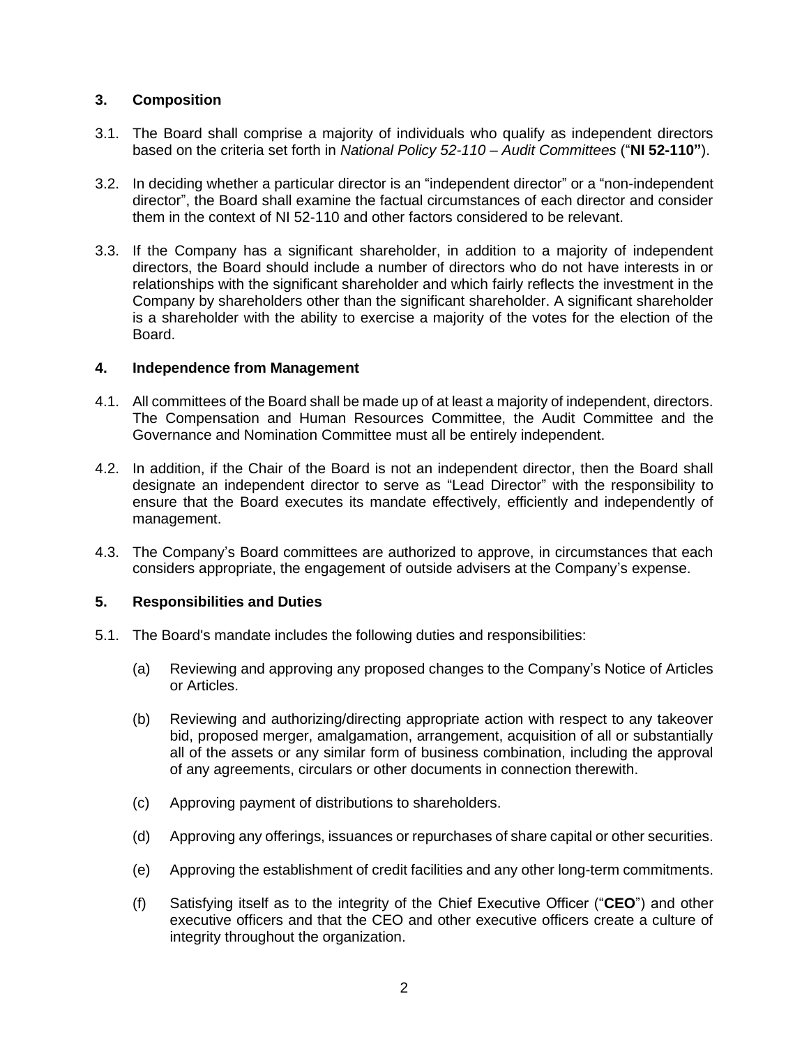## 3. Composition

3.1. The Board shall comprise a majority of individuals who qualify as independent directors based on the criteria set forth in *National Policy 52-110 – Audit Committees* (“**NI 52-110”**).

3.2. In deciding whether a particular director is an “independent director” or a “non-independent director”, the Board shall examine the factual circumstances of each director and consider them in the context of NI 52-110 and other factors considered to be relevant.

3.3. If the Company has a significant shareholder, in addition to a majority of independent directors, the Board should include a number of directors who do not have interests in or relationships with the significant shareholder and which fairly reflects the investment in the Company by shareholders other than the significant shareholder. A significant shareholder is a shareholder with the ability to exercise a majority of the votes for the election of the Board.

## 4. Independence from Management

4.1. All committees of the Board shall be made up of at least a majority of independent, directors. The Compensation and Human Resources Committee, the Audit Committee and the Governance and Nomination Committee must all be entirely independent.

4.2. In addition, if the Chair of the Board is not an independent director, then the Board shall designate an independent director to serve as “Lead Director” with the responsibility to ensure that the Board executes its mandate effectively, efficiently and independently of management.

4.3. The Company’s Board committees are authorized to approve, in circumstances that each considers appropriate, the engagement of outside advisers at the Company’s expense.

## 5. Responsibilities and Duties

5.1. The Board's mandate includes the following duties and responsibilities:

(a) Reviewing and approving any proposed changes to the Company’s Notice of Articles or Articles.

(b) Reviewing and authorizing/directing appropriate action with respect to any takeover bid, proposed merger, amalgamation, arrangement, acquisition of all or substantially all of the assets or any similar form of business combination, including the approval of any agreements, circulars or other documents in connection therewith.

(c) Approving payment of distributions to shareholders.

(d) Approving any offerings, issuances or repurchases of share capital or other securities.

(e) Approving the establishment of credit facilities and any other long-term commitments.

(f) Satisfying itself as to the integrity of the Chief Executive Officer (“**CEO**”) and other executive officers and that the CEO and other executive officers create a culture of integrity throughout the organization.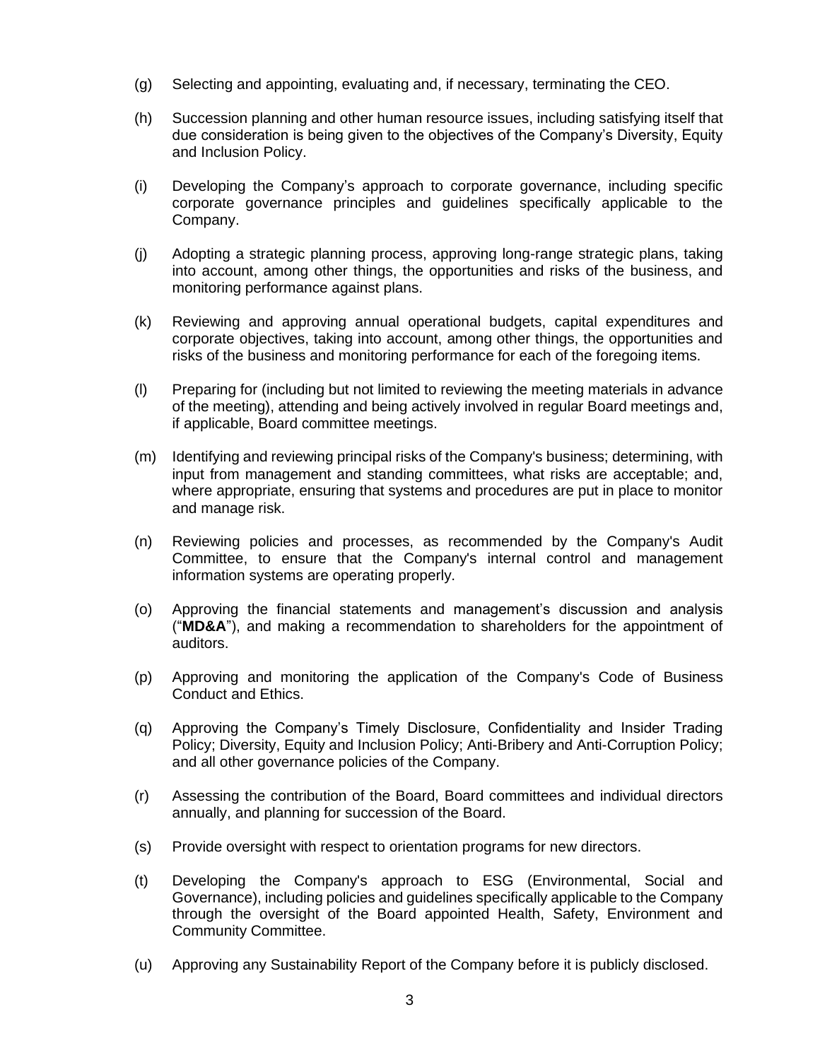(g) Selecting and appointing, evaluating and, if necessary, terminating the CEO.

(h) Succession planning and other human resource issues, including satisfying itself that due consideration is being given to the objectives of the Company's Diversity, Equity and Inclusion Policy.

(i) Developing the Company's approach to corporate governance, including specific corporate governance principles and guidelines specifically applicable to the Company.

(j) Adopting a strategic planning process, approving long-range strategic plans, taking into account, among other things, the opportunities and risks of the business, and monitoring performance against plans.

(k) Reviewing and approving annual operational budgets, capital expenditures and corporate objectives, taking into account, among other things, the opportunities and risks of the business and monitoring performance for each of the foregoing items.

(l) Preparing for (including but not limited to reviewing the meeting materials in advance of the meeting), attending and being actively involved in regular Board meetings and, if applicable, Board committee meetings.

(m) Identifying and reviewing principal risks of the Company's business; determining, with input from management and standing committees, what risks are acceptable; and, where appropriate, ensuring that systems and procedures are put in place to monitor and manage risk.

(n) Reviewing policies and processes, as recommended by the Company's Audit Committee, to ensure that the Company's internal control and management information systems are operating properly.

(o) Approving the financial statements and management's discussion and analysis ("**MD&A**"), and making a recommendation to shareholders for the appointment of auditors.

(p) Approving and monitoring the application of the Company's Code of Business Conduct and Ethics.

(q) Approving the Company's Timely Disclosure, Confidentiality and Insider Trading Policy; Diversity, Equity and Inclusion Policy; Anti-Bribery and Anti-Corruption Policy; and all other governance policies of the Company.

(r) Assessing the contribution of the Board, Board committees and individual directors annually, and planning for succession of the Board.

(s) Provide oversight with respect to orientation programs for new directors.

(t) Developing the Company's approach to ESG (Environmental, Social and Governance), including policies and guidelines specifically applicable to the Company through the oversight of the Board appointed Health, Safety, Environment and Community Committee.

(u) Approving any Sustainability Report of the Company before it is publicly disclosed.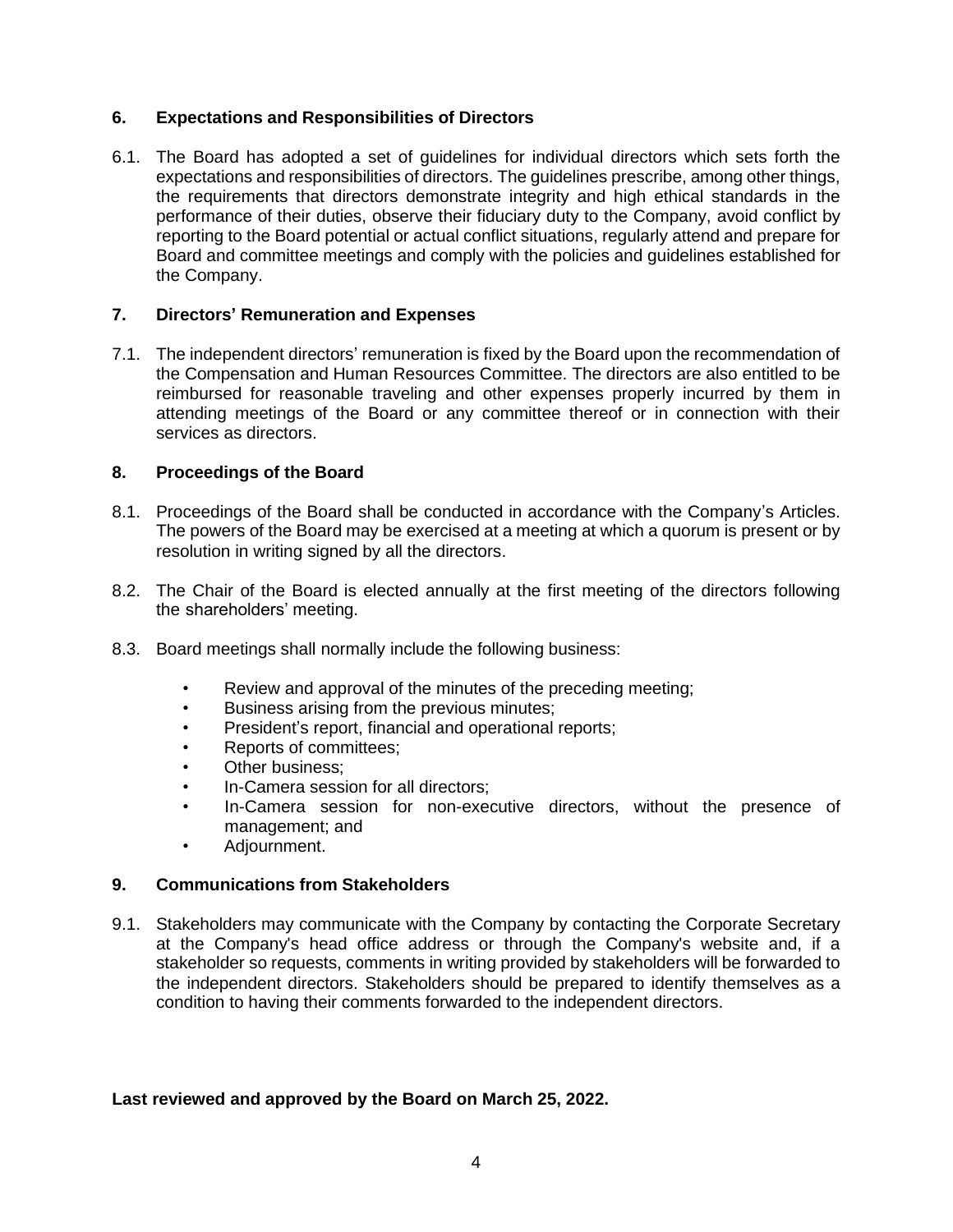## 6. Expectations and Responsibilities of Directors

6.1. The Board has adopted a set of guidelines for individual directors which sets forth the expectations and responsibilities of directors. The guidelines prescribe, among other things, the requirements that directors demonstrate integrity and high ethical standards in the performance of their duties, observe their fiduciary duty to the Company, avoid conflict by reporting to the Board potential or actual conflict situations, regularly attend and prepare for Board and committee meetings and comply with the policies and guidelines established for the Company.

## 7. Directors' Remuneration and Expenses

7.1. The independent directors' remuneration is fixed by the Board upon the recommendation of the Compensation and Human Resources Committee. The directors are also entitled to be reimbursed for reasonable traveling and other expenses properly incurred by them in attending meetings of the Board or any committee thereof or in connection with their services as directors.

## 8. Proceedings of the Board

8.1. Proceedings of the Board shall be conducted in accordance with the Company's Articles. The powers of the Board may be exercised at a meeting at which a quorum is present or by resolution in writing signed by all the directors.

8.2. The Chair of the Board is elected annually at the first meeting of the directors following the shareholders' meeting.

8.3. Board meetings shall normally include the following business:

- Review and approval of the minutes of the preceding meeting;
- Business arising from the previous minutes;
- President's report, financial and operational reports;
- Reports of committees;
- Other business;
- In-Camera session for all directors;
- In-Camera session for non-executive directors, without the presence of management; and
- Adjournment.

## 9. Communications from Stakeholders

9.1. Stakeholders may communicate with the Company by contacting the Corporate Secretary at the Company's head office address or through the Company's website and, if a stakeholder so requests, comments in writing provided by stakeholders will be forwarded to the independent directors. Stakeholders should be prepared to identify themselves as a condition to having their comments forwarded to the independent directors.

**Last reviewed and approved by the Board on March 25, 2022.**